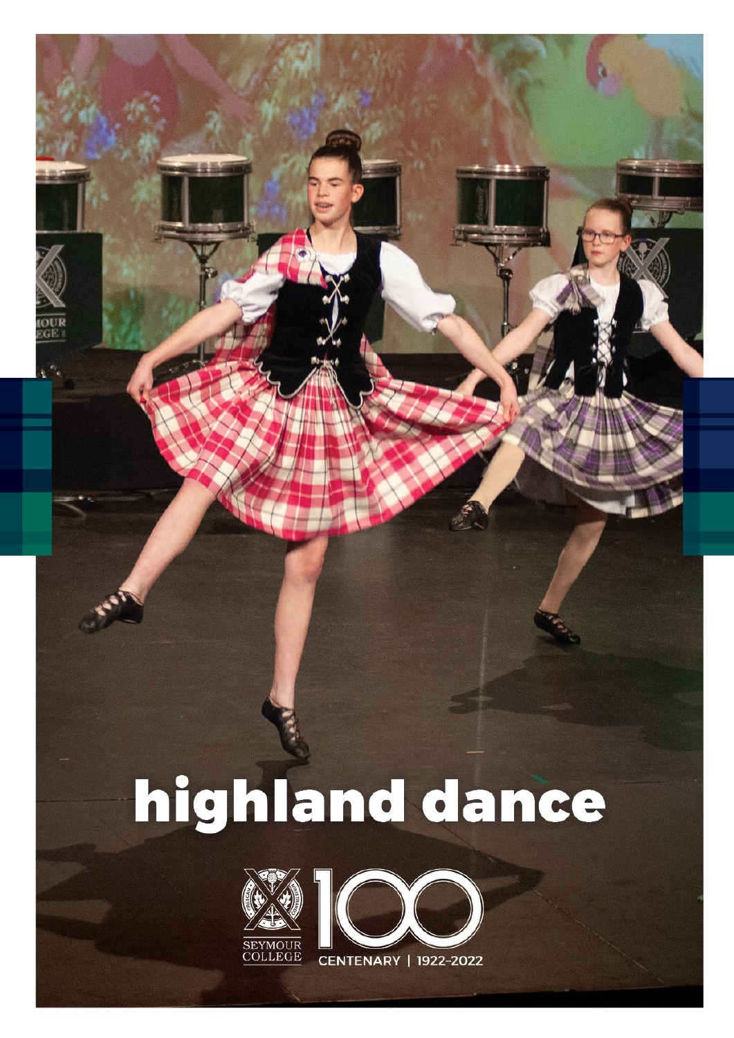# highland dance

SEYMOUR COLLEGE

CENTENARY | 1922-2022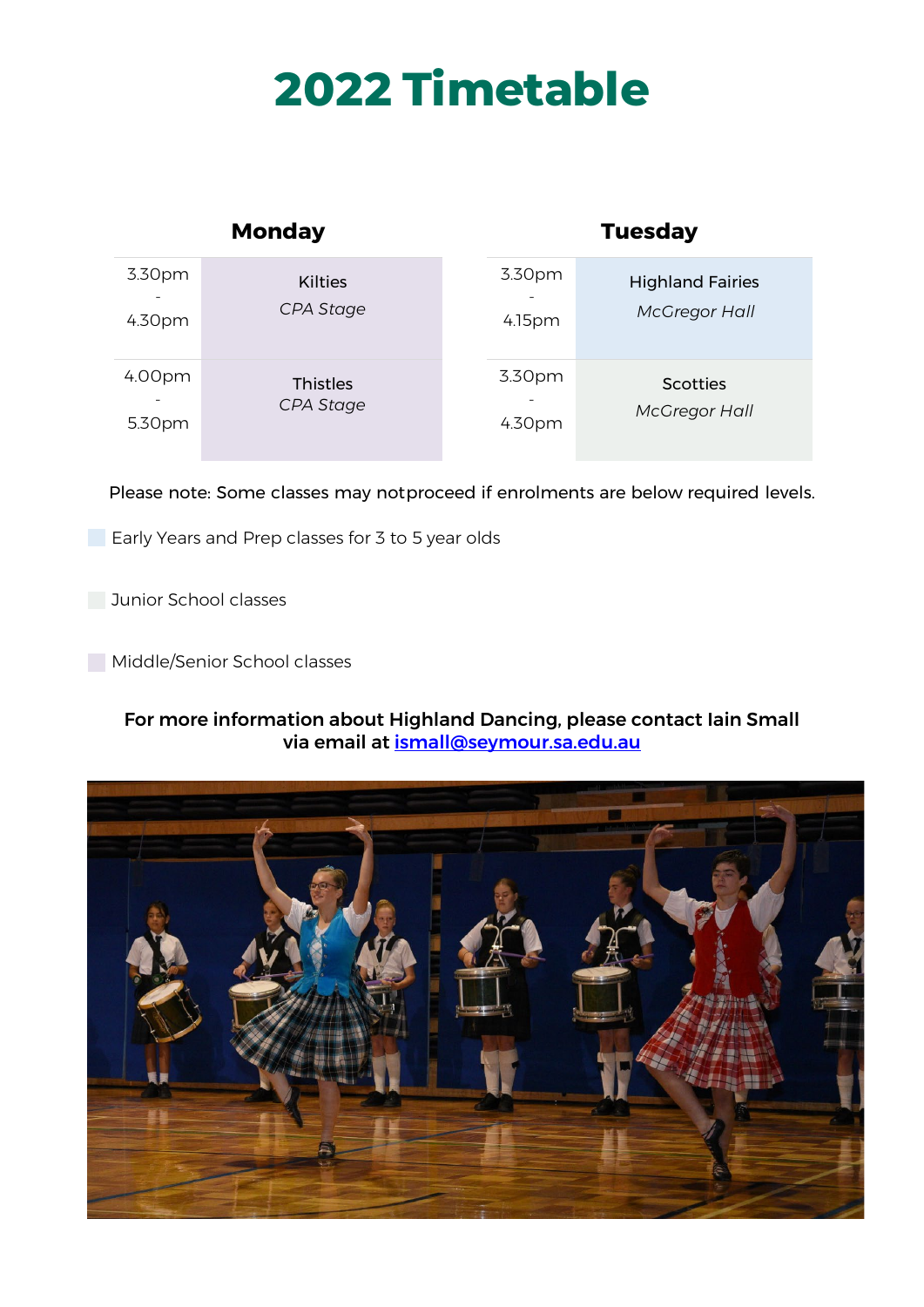# 2022 Timetable

| Monday | | Tuesday | |
|---|---|---|---|
| 3.30pm - 4.30pm | Kilties *CPA Stage* | 3.30pm - 4.15pm | Highland Fairies *McGregor Hall* |
| 4.00pm - 5.30pm | Thistles *CPA Stage* | 3.30pm - 4.30pm | Scotties *McGregor Hall* |

Please note: Some classes may notproceed if enrolments are below required levels.

- Early Years and Prep classes for 3 to 5 year olds
- Junior School classes
- Middle/Senior School classes

**For more information about Highland Dancing, please contact Iain Small via email at [ismall@seymour.sa.edu.au](mailto:ismall@seymour.sa.edu.au)**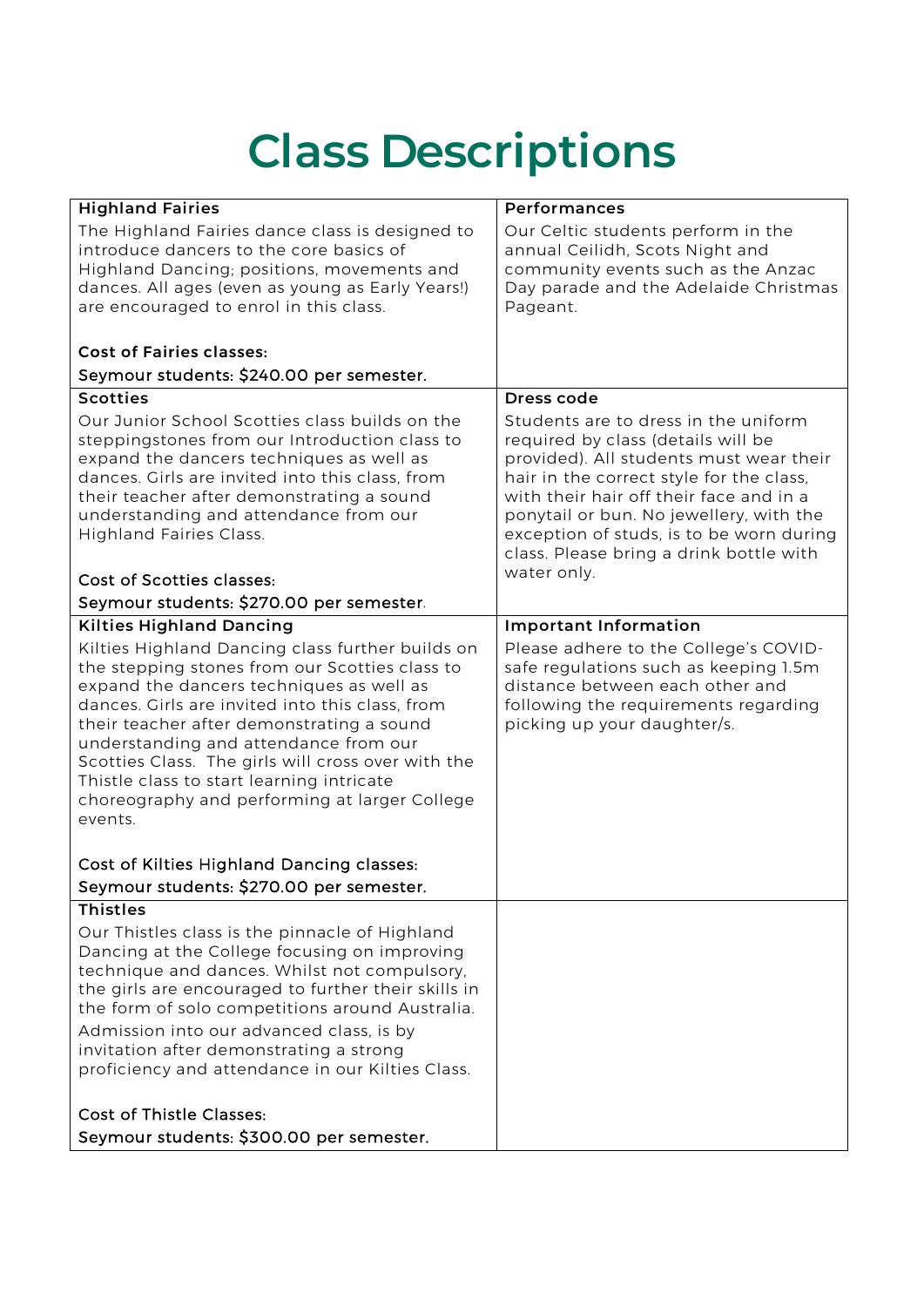# Class Descriptions

| | |
|---|---|
| **Highland Fairies**<br>The Highland Fairies dance class is designed to introduce dancers to the core basics of Highland Dancing; positions, movements and dances. All ages (even as young as Early Years!) are encouraged to enrol in this class.<br><br>Cost of Fairies classes:<br>Seymour students: $240.00 per semester. | **Performances**<br>Our Celtic students perform in the annual Ceilidh, Scots Night and community events such as the Anzac Day parade and the Adelaide Christmas Pageant. |
| **Scotties**<br>Our Junior School Scotties class builds on the steppingstones from our Introduction class to expand the dancers techniques as well as dances. Girls are invited into this class, from their teacher after demonstrating a sound understanding and attendance from our Highland Fairies Class.<br><br>Cost of Scotties classes:<br>Seymour students: $270.00 per semester. | **Dress code**<br>Students are to dress in the uniform required by class (details will be provided). All students must wear their hair in the correct style for the class, with their hair off their face and in a ponytail or bun. No jewellery, with the exception of studs, is to be worn during class. Please bring a drink bottle with water only. |
| **Kilties Highland Dancing**<br>Kilties Highland Dancing class further builds on the stepping stones from our Scotties class to expand the dancers techniques as well as dances. Girls are invited into this class, from their teacher after demonstrating a sound understanding and attendance from our Scotties Class. The girls will cross over with the Thistle class to start learning intricate choreography and performing at larger College events.<br><br>Cost of Kilties Highland Dancing classes:<br>Seymour students: $270.00 per semester. | **Important Information**<br>Please adhere to the College's COVID-safe regulations such as keeping 1.5m distance between each other and following the requirements regarding picking up your daughter/s. |
| **Thistles**<br>Our Thistles class is the pinnacle of Highland Dancing at the College focusing on improving technique and dances. Whilst not compulsory, the girls are encouraged to further their skills in the form of solo competitions around Australia.<br>Admission into our advanced class, is by invitation after demonstrating a strong proficiency and attendance in our Kilties Class.<br><br>Cost of Thistle Classes:<br>Seymour students: $300.00 per semester. | |